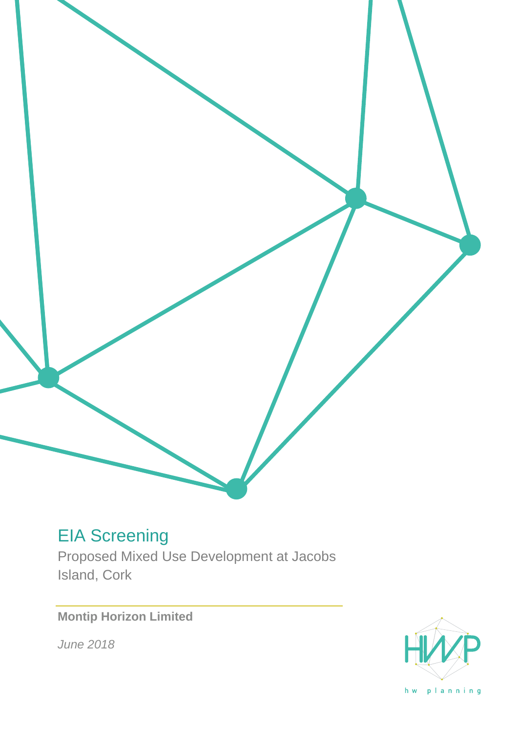# EIA Screening

Proposed Mixed Use Development at Jacobs Island, Cork

**Montip Horizon Limited**

*June 2018*

HWP

hw planning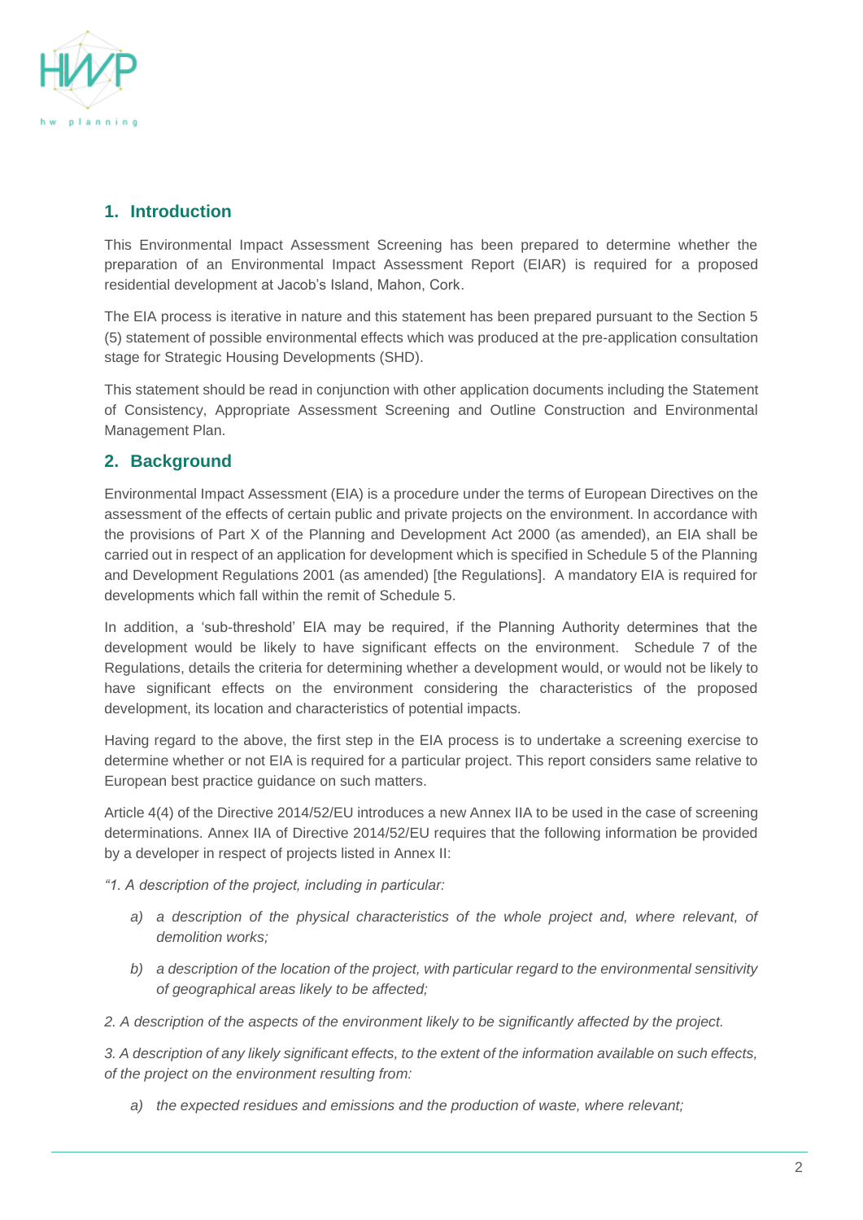## 1. Introduction

This Environmental Impact Assessment Screening has been prepared to determine whether the preparation of an Environmental Impact Assessment Report (EIAR) is required for a proposed residential development at Jacob's Island, Mahon, Cork.

The EIA process is iterative in nature and this statement has been prepared pursuant to the Section 5 (5) statement of possible environmental effects which was produced at the pre-application consultation stage for Strategic Housing Developments (SHD).

This statement should be read in conjunction with other application documents including the Statement of Consistency, Appropriate Assessment Screening and Outline Construction and Environmental Management Plan.

## 2. Background

Environmental Impact Assessment (EIA) is a procedure under the terms of European Directives on the assessment of the effects of certain public and private projects on the environment. In accordance with the provisions of Part X of the Planning and Development Act 2000 (as amended), an EIA shall be carried out in respect of an application for development which is specified in Schedule 5 of the Planning and Development Regulations 2001 (as amended) [the Regulations]. A mandatory EIA is required for developments which fall within the remit of Schedule 5.

In addition, a 'sub-threshold' EIA may be required, if the Planning Authority determines that the development would be likely to have significant effects on the environment. Schedule 7 of the Regulations, details the criteria for determining whether a development would, or would not be likely to have significant effects on the environment considering the characteristics of the proposed development, its location and characteristics of potential impacts.

Having regard to the above, the first step in the EIA process is to undertake a screening exercise to determine whether or not EIA is required for a particular project. This report considers same relative to European best practice guidance on such matters.

Article 4(4) of the Directive 2014/52/EU introduces a new Annex IIA to be used in the case of screening determinations. Annex IIA of Directive 2014/52/EU requires that the following information be provided by a developer in respect of projects listed in Annex II:

*"1. A description of the project, including in particular:*

- *a) a description of the physical characteristics of the whole project and, where relevant, of demolition works;*
- *b) a description of the location of the project, with particular regard to the environmental sensitivity of geographical areas likely to be affected;*

*2. A description of the aspects of the environment likely to be significantly affected by the project.*

*3. A description of any likely significant effects, to the extent of the information available on such effects, of the project on the environment resulting from:*

- *a) the expected residues and emissions and the production of waste, where relevant;*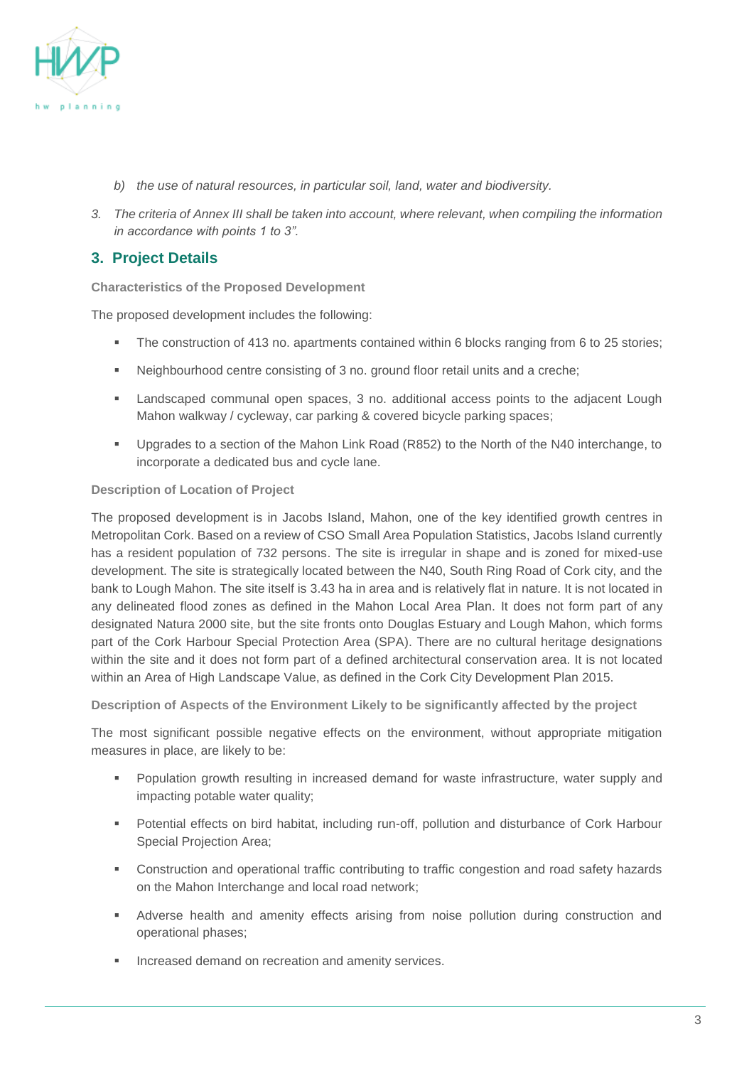*b) the use of natural resources, in particular soil, land, water and biodiversity.*

*3. The criteria of Annex III shall be taken into account, where relevant, when compiling the information in accordance with points 1 to 3".*

## 3. Project Details

**Characteristics of the Proposed Development**

The proposed development includes the following:

- The construction of 413 no. apartments contained within 6 blocks ranging from 6 to 25 stories;
- Neighbourhood centre consisting of 3 no. ground floor retail units and a creche;
- Landscaped communal open spaces, 3 no. additional access points to the adjacent Lough Mahon walkway / cycleway, car parking & covered bicycle parking spaces;
- Upgrades to a section of the Mahon Link Road (R852) to the North of the N40 interchange, to incorporate a dedicated bus and cycle lane.

**Description of Location of Project**

The proposed development is in Jacobs Island, Mahon, one of the key identified growth centres in Metropolitan Cork. Based on a review of CSO Small Area Population Statistics, Jacobs Island currently has a resident population of 732 persons. The site is irregular in shape and is zoned for mixed-use development. The site is strategically located between the N40, South Ring Road of Cork city, and the bank to Lough Mahon. The site itself is 3.43 ha in area and is relatively flat in nature. It is not located in any delineated flood zones as defined in the Mahon Local Area Plan. It does not form part of any designated Natura 2000 site, but the site fronts onto Douglas Estuary and Lough Mahon, which forms part of the Cork Harbour Special Protection Area (SPA). There are no cultural heritage designations within the site and it does not form part of a defined architectural conservation area. It is not located within an Area of High Landscape Value, as defined in the Cork City Development Plan 2015.

**Description of Aspects of the Environment Likely to be significantly affected by the project**

The most significant possible negative effects on the environment, without appropriate mitigation measures in place, are likely to be:

- Population growth resulting in increased demand for waste infrastructure, water supply and impacting potable water quality;
- Potential effects on bird habitat, including run-off, pollution and disturbance of Cork Harbour Special Projection Area;
- Construction and operational traffic contributing to traffic congestion and road safety hazards on the Mahon Interchange and local road network;
- Adverse health and amenity effects arising from noise pollution during construction and operational phases;
- Increased demand on recreation and amenity services.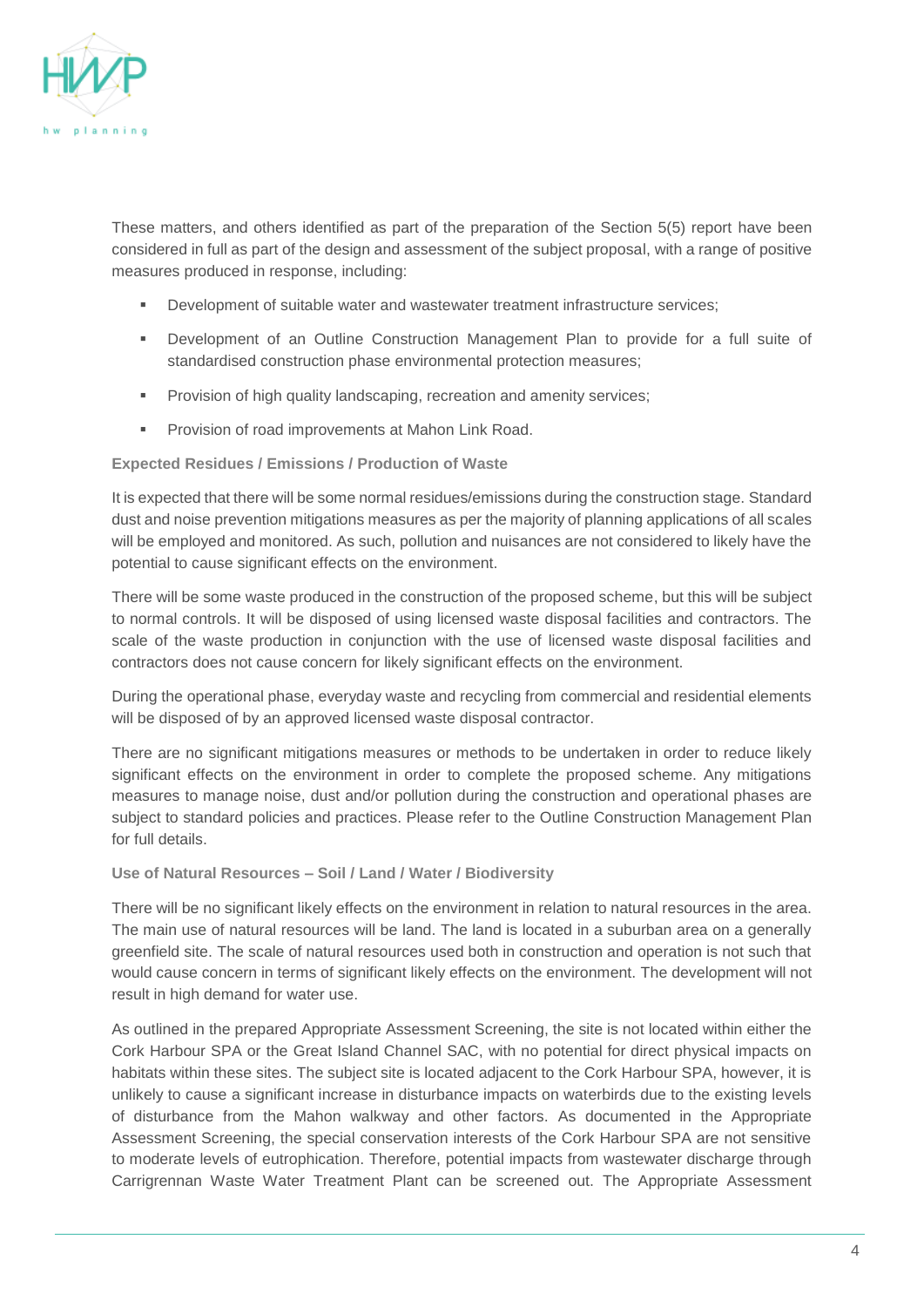These matters, and others identified as part of the preparation of the Section 5(5) report have been considered in full as part of the design and assessment of the subject proposal, with a range of positive measures produced in response, including:

- Development of suitable water and wastewater treatment infrastructure services;
- Development of an Outline Construction Management Plan to provide for a full suite of standardised construction phase environmental protection measures;
- Provision of high quality landscaping, recreation and amenity services;
- Provision of road improvements at Mahon Link Road.

**Expected Residues / Emissions / Production of Waste**

It is expected that there will be some normal residues/emissions during the construction stage. Standard dust and noise prevention mitigations measures as per the majority of planning applications of all scales will be employed and monitored. As such, pollution and nuisances are not considered to likely have the potential to cause significant effects on the environment.

There will be some waste produced in the construction of the proposed scheme, but this will be subject to normal controls. It will be disposed of using licensed waste disposal facilities and contractors. The scale of the waste production in conjunction with the use of licensed waste disposal facilities and contractors does not cause concern for likely significant effects on the environment.

During the operational phase, everyday waste and recycling from commercial and residential elements will be disposed of by an approved licensed waste disposal contractor.

There are no significant mitigations measures or methods to be undertaken in order to reduce likely significant effects on the environment in order to complete the proposed scheme. Any mitigations measures to manage noise, dust and/or pollution during the construction and operational phases are subject to standard policies and practices. Please refer to the Outline Construction Management Plan for full details.

**Use of Natural Resources – Soil / Land / Water / Biodiversity**

There will be no significant likely effects on the environment in relation to natural resources in the area. The main use of natural resources will be land. The land is located in a suburban area on a generally greenfield site. The scale of natural resources used both in construction and operation is not such that would cause concern in terms of significant likely effects on the environment. The development will not result in high demand for water use.

As outlined in the prepared Appropriate Assessment Screening, the site is not located within either the Cork Harbour SPA or the Great Island Channel SAC, with no potential for direct physical impacts on habitats within these sites. The subject site is located adjacent to the Cork Harbour SPA, however, it is unlikely to cause a significant increase in disturbance impacts on waterbirds due to the existing levels of disturbance from the Mahon walkway and other factors. As documented in the Appropriate Assessment Screening, the special conservation interests of the Cork Harbour SPA are not sensitive to moderate levels of eutrophication. Therefore, potential impacts from wastewater discharge through Carrigrennan Waste Water Treatment Plant can be screened out. The Appropriate Assessment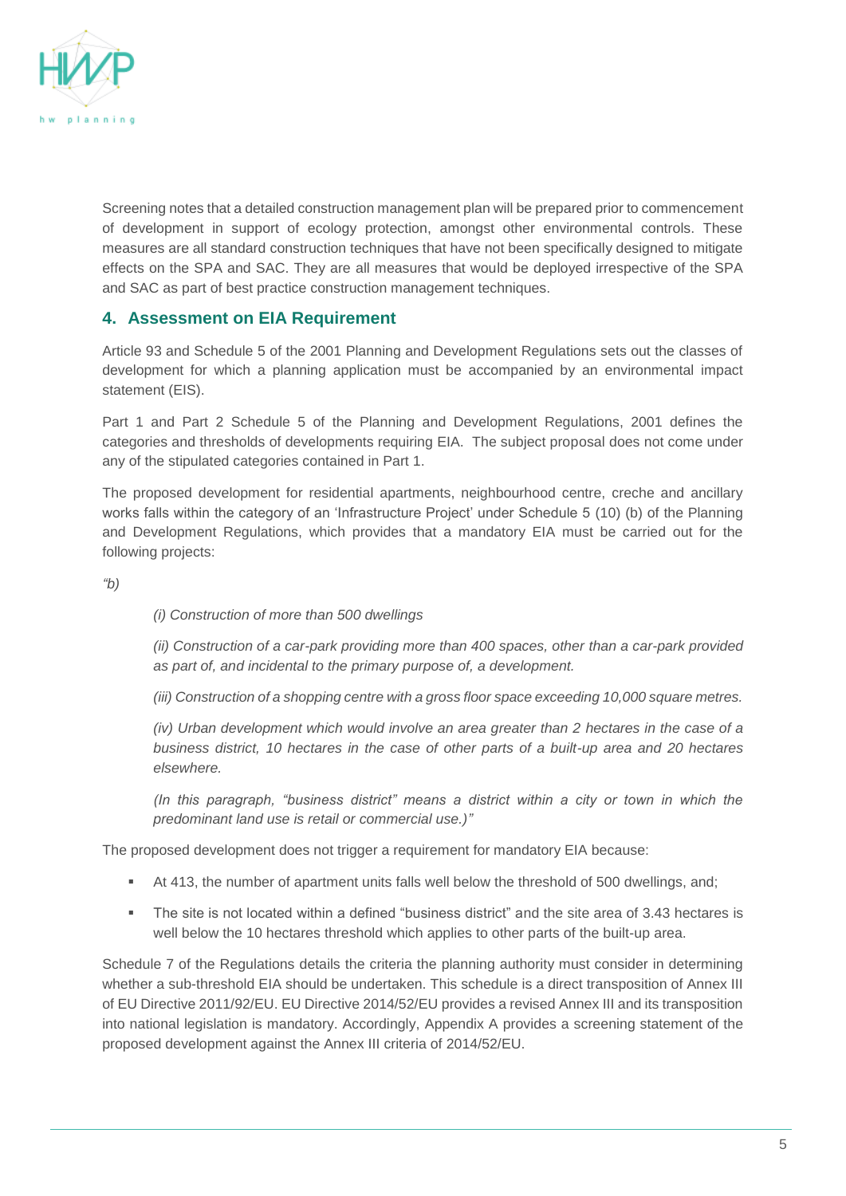Screening notes that a detailed construction management plan will be prepared prior to commencement of development in support of ecology protection, amongst other environmental controls. These measures are all standard construction techniques that have not been specifically designed to mitigate effects on the SPA and SAC. They are all measures that would be deployed irrespective of the SPA and SAC as part of best practice construction management techniques.

## 4. Assessment on EIA Requirement

Article 93 and Schedule 5 of the 2001 Planning and Development Regulations sets out the classes of development for which a planning application must be accompanied by an environmental impact statement (EIS).

Part 1 and Part 2 Schedule 5 of the Planning and Development Regulations, 2001 defines the categories and thresholds of developments requiring EIA. The subject proposal does not come under any of the stipulated categories contained in Part 1.

The proposed development for residential apartments, neighbourhood centre, creche and ancillary works falls within the category of an 'Infrastructure Project' under Schedule 5 (10) (b) of the Planning and Development Regulations, which provides that a mandatory EIA must be carried out for the following projects:

*"b)*

> *(i) Construction of more than 500 dwellings*
>
> *(ii) Construction of a car-park providing more than 400 spaces, other than a car-park provided as part of, and incidental to the primary purpose of, a development.*
>
> *(iii) Construction of a shopping centre with a gross floor space exceeding 10,000 square metres.*
>
> *(iv) Urban development which would involve an area greater than 2 hectares in the case of a business district, 10 hectares in the case of other parts of a built-up area and 20 hectares elsewhere.*
>
> *(In this paragraph, "business district" means a district within a city or town in which the predominant land use is retail or commercial use.)"*

The proposed development does not trigger a requirement for mandatory EIA because:

- At 413, the number of apartment units falls well below the threshold of 500 dwellings, and;
- The site is not located within a defined "business district" and the site area of 3.43 hectares is well below the 10 hectares threshold which applies to other parts of the built-up area.

Schedule 7 of the Regulations details the criteria the planning authority must consider in determining whether a sub-threshold EIA should be undertaken. This schedule is a direct transposition of Annex III of EU Directive 2011/92/EU. EU Directive 2014/52/EU provides a revised Annex III and its transposition into national legislation is mandatory. Accordingly, Appendix A provides a screening statement of the proposed development against the Annex III criteria of 2014/52/EU.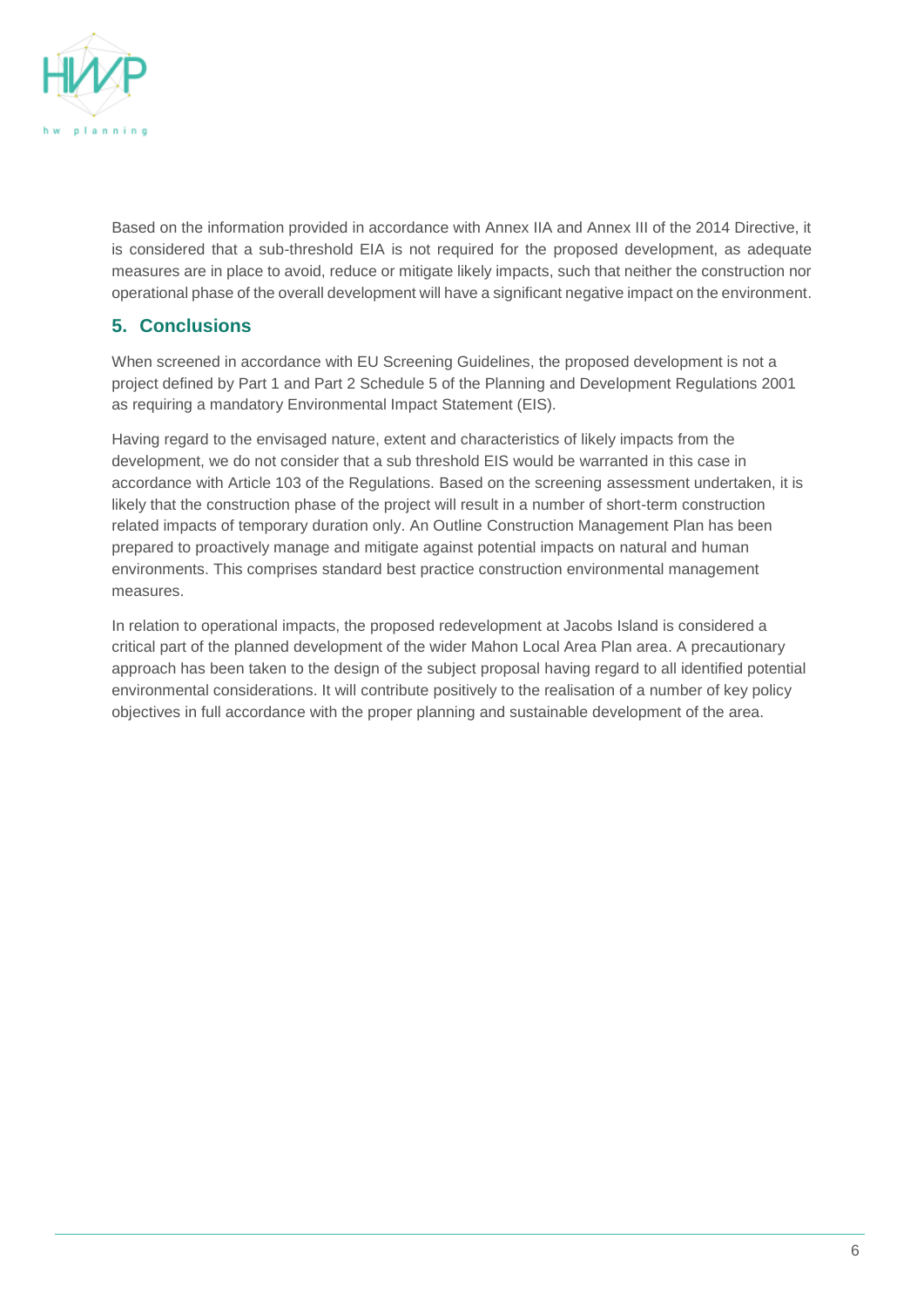Based on the information provided in accordance with Annex IIA and Annex III of the 2014 Directive, it is considered that a sub-threshold EIA is not required for the proposed development, as adequate measures are in place to avoid, reduce or mitigate likely impacts, such that neither the construction nor operational phase of the overall development will have a significant negative impact on the environment.

## 5. Conclusions

When screened in accordance with EU Screening Guidelines, the proposed development is not a project defined by Part 1 and Part 2 Schedule 5 of the Planning and Development Regulations 2001 as requiring a mandatory Environmental Impact Statement (EIS).

Having regard to the envisaged nature, extent and characteristics of likely impacts from the development, we do not consider that a sub threshold EIS would be warranted in this case in accordance with Article 103 of the Regulations. Based on the screening assessment undertaken, it is likely that the construction phase of the project will result in a number of short-term construction related impacts of temporary duration only. An Outline Construction Management Plan has been prepared to proactively manage and mitigate against potential impacts on natural and human environments. This comprises standard best practice construction environmental management measures.

In relation to operational impacts, the proposed redevelopment at Jacobs Island is considered a critical part of the planned development of the wider Mahon Local Area Plan area. A precautionary approach has been taken to the design of the subject proposal having regard to all identified potential environmental considerations. It will contribute positively to the realisation of a number of key policy objectives in full accordance with the proper planning and sustainable development of the area.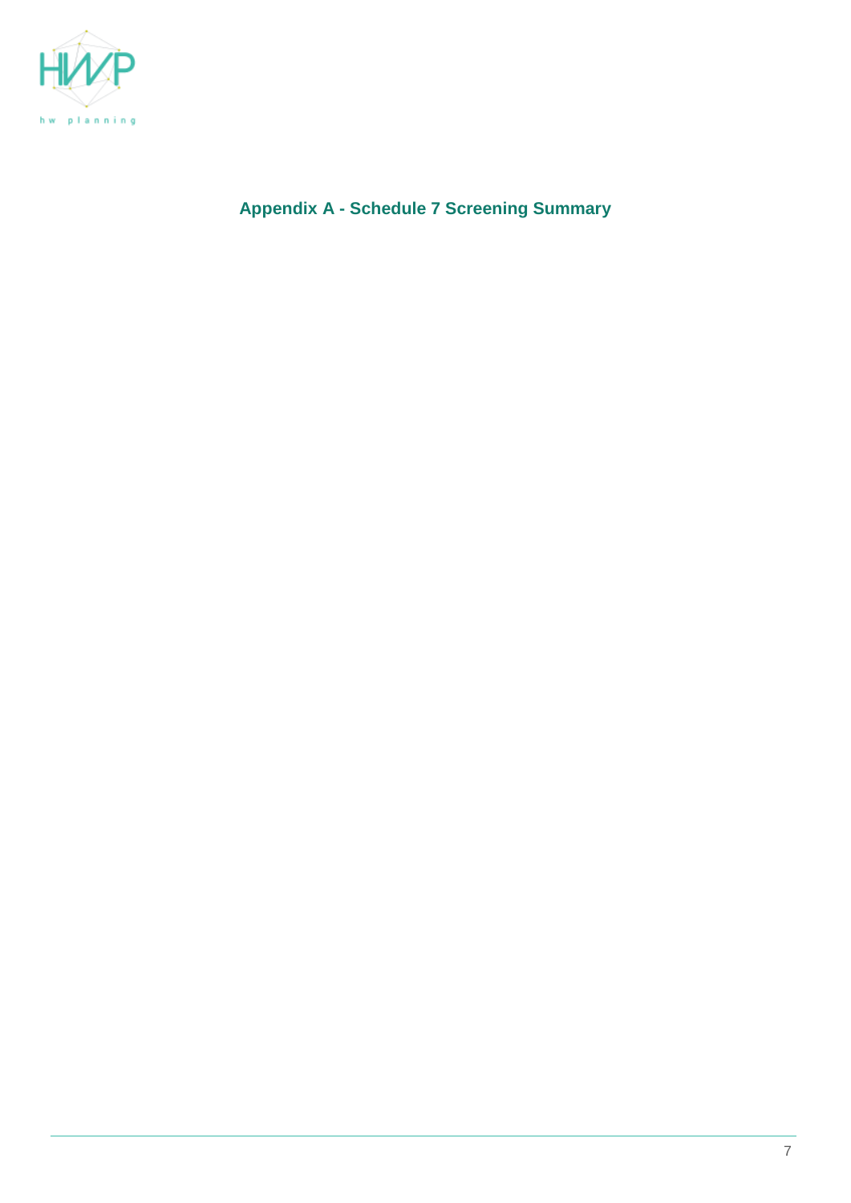## Appendix A - Schedule 7 Screening Summary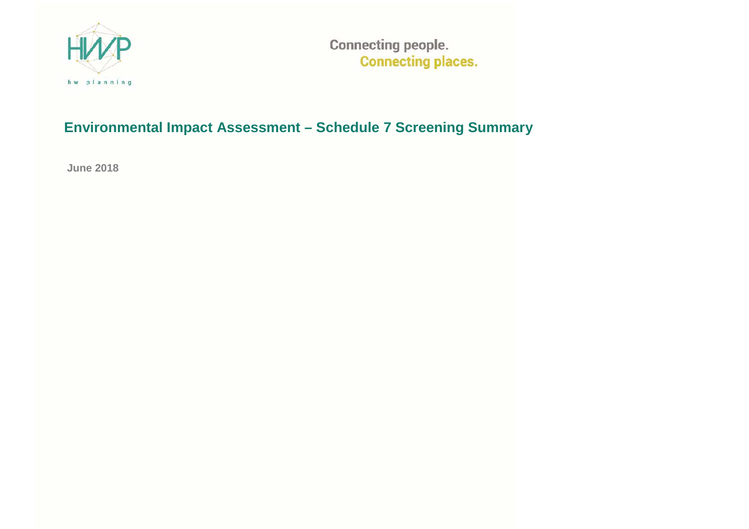HWP

hw planning

Connecting people.
Connecting places.

# Environmental Impact Assessment – Schedule 7 Screening Summary

**June 2018**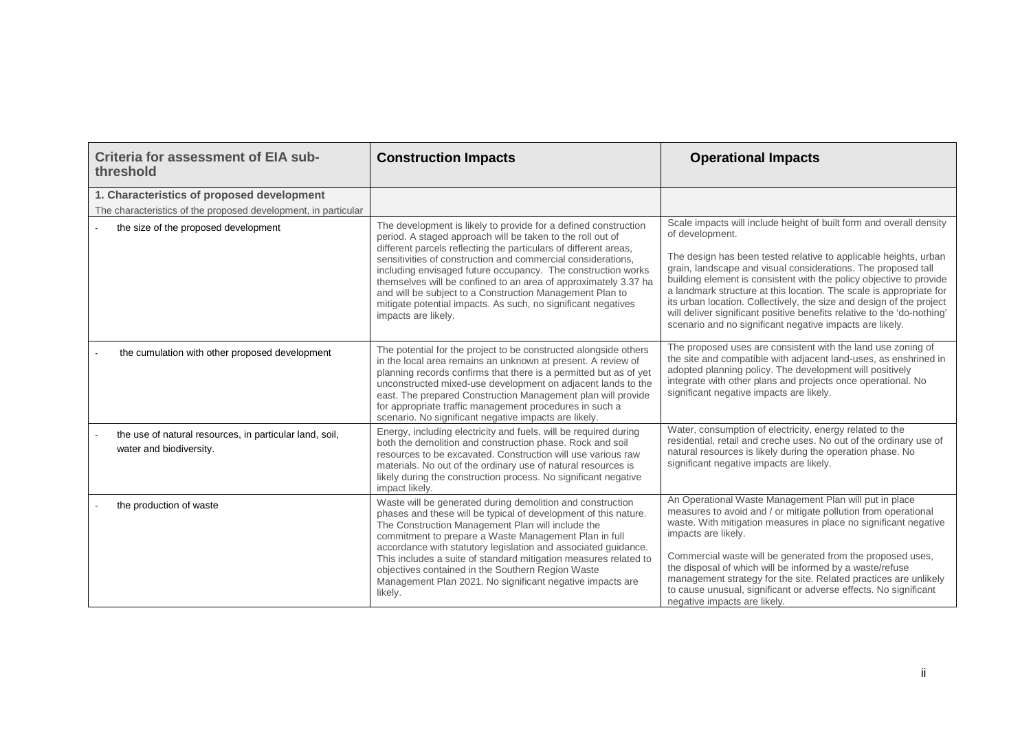| Criteria for assessment of EIA sub-threshold | Construction Impacts | Operational Impacts |
|---|---|---|
| **1. Characteristics of proposed development**<br>The characteristics of the proposed development, in particular | | |
| - the size of the proposed development | The development is likely to provide for a defined construction period. A staged approach will be taken to the roll out of different parcels reflecting the particulars of different areas, sensitivities of construction and commercial considerations, including envisaged future occupancy. The construction works themselves will be confined to an area of approximately 3.37 ha and will be subject to a Construction Management Plan to mitigate potential impacts. As such, no significant negatives impacts are likely. | Scale impacts will include height of built form and overall density of development.<br><br>The design has been tested relative to applicable heights, urban grain, landscape and visual considerations. The proposed tall building element is consistent with the policy objective to provide a landmark structure at this location. The scale is appropriate for its urban location. Collectively, the size and design of the project will deliver significant positive benefits relative to the 'do-nothing' scenario and no significant negative impacts are likely. |
| - the cumulation with other proposed development | The potential for the project to be constructed alongside others in the local area remains an unknown at present. A review of planning records confirms that there is a permitted but as of yet unconstructed mixed-use development on adjacent lands to the east. The prepared Construction Management plan will provide for appropriate traffic management procedures in such a scenario. No significant negative impacts are likely. | The proposed uses are consistent with the land use zoning of the site and compatible with adjacent land-uses, as enshrined in adopted planning policy. The development will positively integrate with other plans and projects once operational. No significant negative impacts are likely. |
| - the use of natural resources, in particular land, soil, water and biodiversity. | Energy, including electricity and fuels, will be required during both the demolition and construction phase. Rock and soil resources to be excavated. Construction will use various raw materials. No out of the ordinary use of natural resources is likely during the construction process. No significant negative impact likely. | Water, consumption of electricity, energy related to the residential, retail and creche uses. No out of the ordinary use of natural resources is likely during the operation phase. No significant negative impacts are likely. |
| - the production of waste | Waste will be generated during demolition and construction phases and these will be typical of development of this nature. The Construction Management Plan will include the commitment to prepare a Waste Management Plan in full accordance with statutory legislation and associated guidance. This includes a suite of standard mitigation measures related to objectives contained in the Southern Region Waste Management Plan 2021. No significant negative impacts are likely. | An Operational Waste Management Plan will put in place measures to avoid and / or mitigate pollution from operational waste. With mitigation measures in place no significant negative impacts are likely.<br><br>Commercial waste will be generated from the proposed uses, the disposal of which will be informed by a waste/refuse management strategy for the site. Related practices are unlikely to cause unusual, significant or adverse effects. No significant negative impacts are likely. |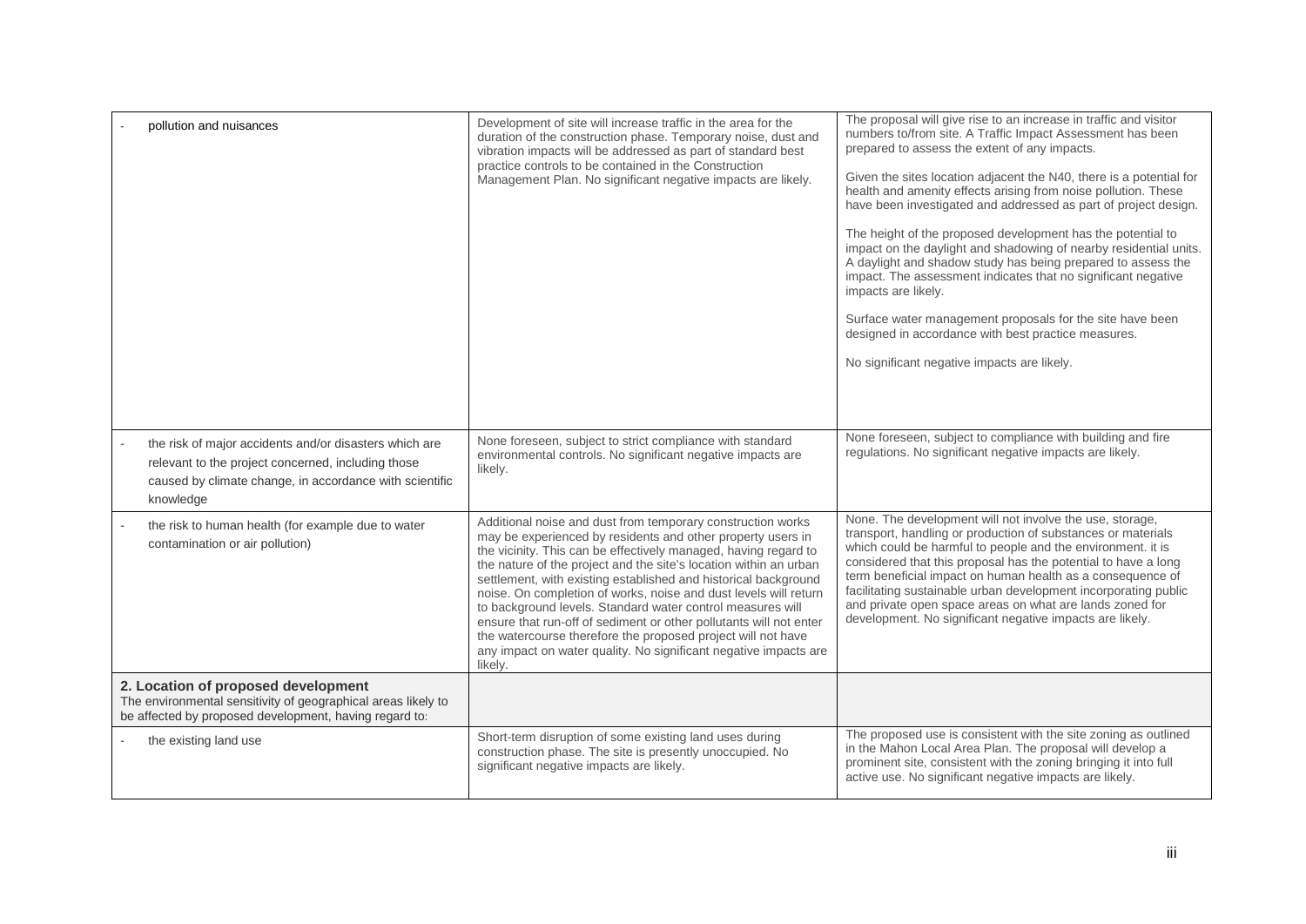| | | |
|---|---|---|
| - pollution and nuisances | Development of site will increase traffic in the area for the duration of the construction phase. Temporary noise, dust and vibration impacts will be addressed as part of standard best practice controls to be contained in the Construction Management Plan. No significant negative impacts are likely. | The proposal will give rise to an increase in traffic and visitor numbers to/from site. A Traffic Impact Assessment has been prepared to assess the extent of any impacts.<br><br>Given the sites location adjacent the N40, there is a potential for health and amenity effects arising from noise pollution. These have been investigated and addressed as part of project design.<br><br>The height of the proposed development has the potential to impact on the daylight and shadowing of nearby residential units. A daylight and shadow study has being prepared to assess the impact. The assessment indicates that no significant negative impacts are likely.<br><br>Surface water management proposals for the site have been designed in accordance with best practice measures.<br><br>No significant negative impacts are likely. |
| - the risk of major accidents and/or disasters which are relevant to the project concerned, including those caused by climate change, in accordance with scientific knowledge | None foreseen, subject to strict compliance with standard environmental controls. No significant negative impacts are likely. | None foreseen, subject to compliance with building and fire regulations. No significant negative impacts are likely. |
| - the risk to human health (for example due to water contamination or air pollution) | Additional noise and dust from temporary construction works may be experienced by residents and other property users in the vicinity. This can be effectively managed, having regard to the nature of the project and the site's location within an urban settlement, with existing established and historical background noise. On completion of works, noise and dust levels will return to background levels. Standard water control measures will ensure that run-off of sediment or other pollutants will not enter the watercourse therefore the proposed project will not have any impact on water quality. No significant negative impacts are likely. | None. The development will not involve the use, storage, transport, handling or production of substances or materials which could be harmful to people and the environment. it is considered that this proposal has the potential to have a long term beneficial impact on human health as a consequence of facilitating sustainable urban development incorporating public and private open space areas on what are lands zoned for development. No significant negative impacts are likely. |
| **2. Location of proposed development**<br>The environmental sensitivity of geographical areas likely to be affected by proposed development, having regard to: | | |
| - the existing land use | Short-term disruption of some existing land uses during construction phase. The site is presently unoccupied. No significant negative impacts are likely. | The proposed use is consistent with the site zoning as outlined in the Mahon Local Area Plan. The proposal will develop a prominent site, consistent with the zoning bringing it into full active use. No significant negative impacts are likely. |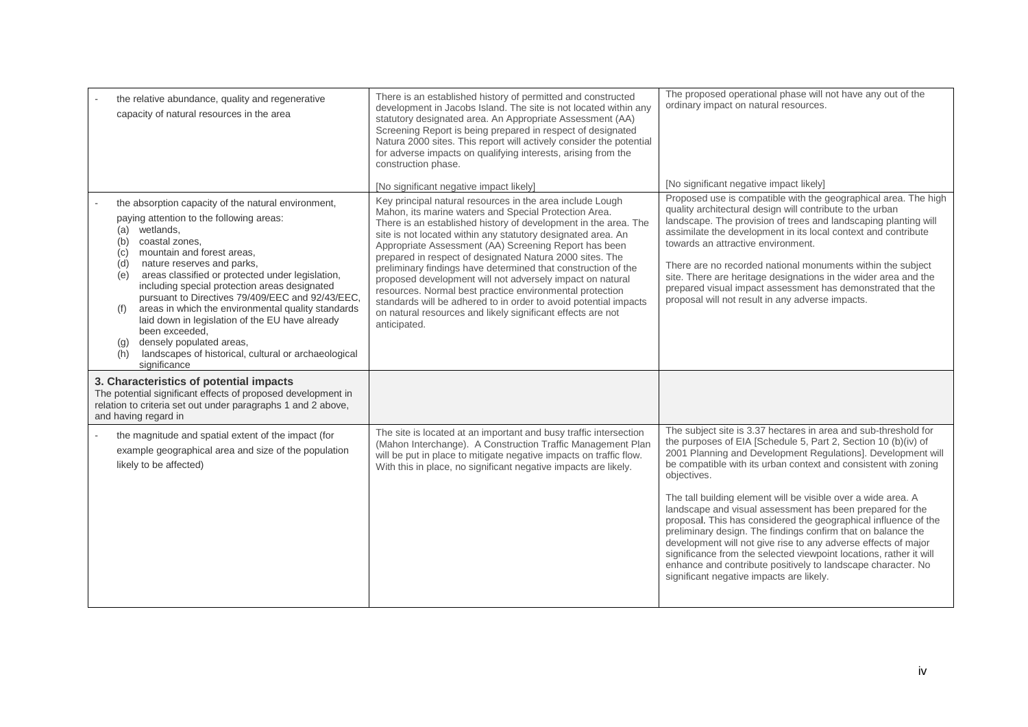| | | |
|---|---|---|
| - the relative abundance, quality and regenerative capacity of natural resources in the area | There is an established history of permitted and constructed development in Jacobs Island. The site is not located within any statutory designated area. An Appropriate Assessment (AA) Screening Report is being prepared in respect of designated Natura 2000 sites. This report will actively consider the potential for adverse impacts on qualifying interests, arising from the construction phase.<br><br>[No significant negative impact likely] | The proposed operational phase will not have any out of the ordinary impact on natural resources.<br><br>[No significant negative impact likely] |
| - the absorption capacity of the natural environment, paying attention to the following areas:<br>(a) wetlands,<br>(b) coastal zones,<br>(c) mountain and forest areas,<br>(d) nature reserves and parks,<br>(e) areas classified or protected under legislation, including special protection areas designated pursuant to Directives 79/409/EEC and 92/43/EEC,<br>(f) areas in which the environmental quality standards laid down in legislation of the EU have already been exceeded,<br>(g) densely populated areas,<br>(h) landscapes of historical, cultural or archaeological significance | Key principal natural resources in the area include Lough Mahon, its marine waters and Special Protection Area. There is an established history of development in the area. The site is not located within any statutory designated area. An Appropriate Assessment (AA) Screening Report has been prepared in respect of designated Natura 2000 sites. The preliminary findings have determined that construction of the proposed development will not adversely impact on natural resources. Normal best practice environmental protection standards will be adhered to in order to avoid potential impacts on natural resources and likely significant effects are not anticipated. | Proposed use is compatible with the geographical area. The high quality architectural design will contribute to the urban landscape. The provision of trees and landscaping planting will assimilate the development in its local context and contribute towards an attractive environment.<br><br>There are no recorded national monuments within the subject site. There are heritage designations in the wider area and the prepared visual impact assessment has demonstrated that the proposal will not result in any adverse impacts. |
| **3. Characteristics of potential impacts**<br>The potential significant effects of proposed development in relation to criteria set out under paragraphs 1 and 2 above, and having regard in | | |
| - the magnitude and spatial extent of the impact (for example geographical area and size of the population likely to be affected) | The site is located at an important and busy traffic intersection (Mahon Interchange). A Construction Traffic Management Plan will be put in place to mitigate negative impacts on traffic flow. With this in place, no significant negative impacts are likely. | The subject site is 3.37 hectares in area and sub-threshold for the purposes of EIA [Schedule 5, Part 2, Section 10 (b)(iv) of 2001 Planning and Development Regulations]. Development will be compatible with its urban context and consistent with zoning objectives.<br><br>The tall building element will be visible over a wide area. A landscape and visual assessment has been prepared for the proposal. This has considered the geographical influence of the preliminary design. The findings confirm that on balance the development will not give rise to any adverse effects of major significance from the selected viewpoint locations, rather it will enhance and contribute positively to landscape character. No significant negative impacts are likely. |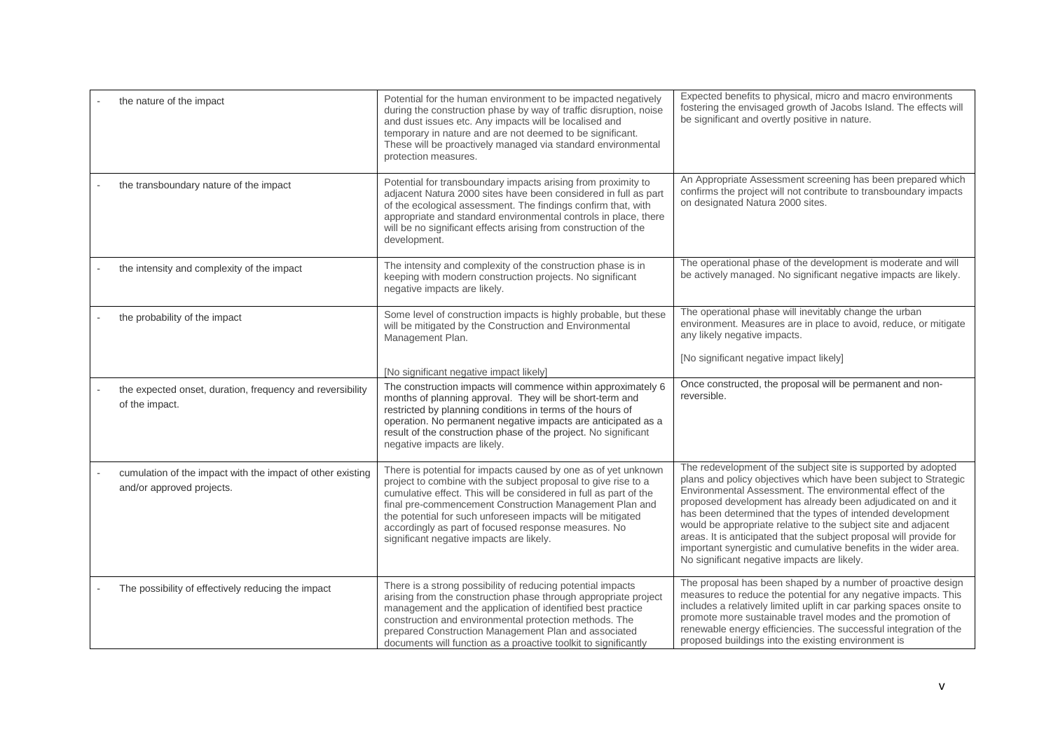| | | |
|---|---|---|
| - the nature of the impact | Potential for the human environment to be impacted negatively during the construction phase by way of traffic disruption, noise and dust issues etc. Any impacts will be localised and temporary in nature and are not deemed to be significant. These will be proactively managed via standard environmental protection measures. | Expected benefits to physical, micro and macro environments fostering the envisaged growth of Jacobs Island. The effects will be significant and overtly positive in nature. |
| - the transboundary nature of the impact | Potential for transboundary impacts arising from proximity to adjacent Natura 2000 sites have been considered in full as part of the ecological assessment. The findings confirm that, with appropriate and standard environmental controls in place, there will be no significant effects arising from construction of the development. | An Appropriate Assessment screening has been prepared which confirms the project will not contribute to transboundary impacts on designated Natura 2000 sites. |
| - the intensity and complexity of the impact | The intensity and complexity of the construction phase is in keeping with modern construction projects. No significant negative impacts are likely. | The operational phase of the development is moderate and will be actively managed. No significant negative impacts are likely. |
| - the probability of the impact | Some level of construction impacts is highly probable, but these will be mitigated by the Construction and Environmental Management Plan.<br><br>[No significant negative impact likely] | The operational phase will inevitably change the urban environment. Measures are in place to avoid, reduce, or mitigate any likely negative impacts.<br><br>[No significant negative impact likely] |
| - the expected onset, duration, frequency and reversibility of the impact. | The construction impacts will commence within approximately 6 months of planning approval. They will be short-term and restricted by planning conditions in terms of the hours of operation. No permanent negative impacts are anticipated as a result of the construction phase of the project. No significant negative impacts are likely. | Once constructed, the proposal will be permanent and non-reversible. |
| - cumulation of the impact with the impact of other existing and/or approved projects. | There is potential for impacts caused by one as of yet unknown project to combine with the subject proposal to give rise to a cumulative effect. This will be considered in full as part of the final pre-commencement Construction Management Plan and the potential for such unforeseen impacts will be mitigated accordingly as part of focused response measures. No significant negative impacts are likely. | The redevelopment of the subject site is supported by adopted plans and policy objectives which have been subject to Strategic Environmental Assessment. The environmental effect of the proposed development has already been adjudicated on and it has been determined that the types of intended development would be appropriate relative to the subject site and adjacent areas. It is anticipated that the subject proposal will provide for important synergistic and cumulative benefits in the wider area. No significant negative impacts are likely. |
| - The possibility of effectively reducing the impact | There is a strong possibility of reducing potential impacts arising from the construction phase through appropriate project management and the application of identified best practice construction and environmental protection methods. The prepared Construction Management Plan and associated documents will function as a proactive toolkit to significantly | The proposal has been shaped by a number of proactive design measures to reduce the potential for any negative impacts. This includes a relatively limited uplift in car parking spaces onsite to promote more sustainable travel modes and the promotion of renewable energy efficiencies. The successful integration of the proposed buildings into the existing environment is |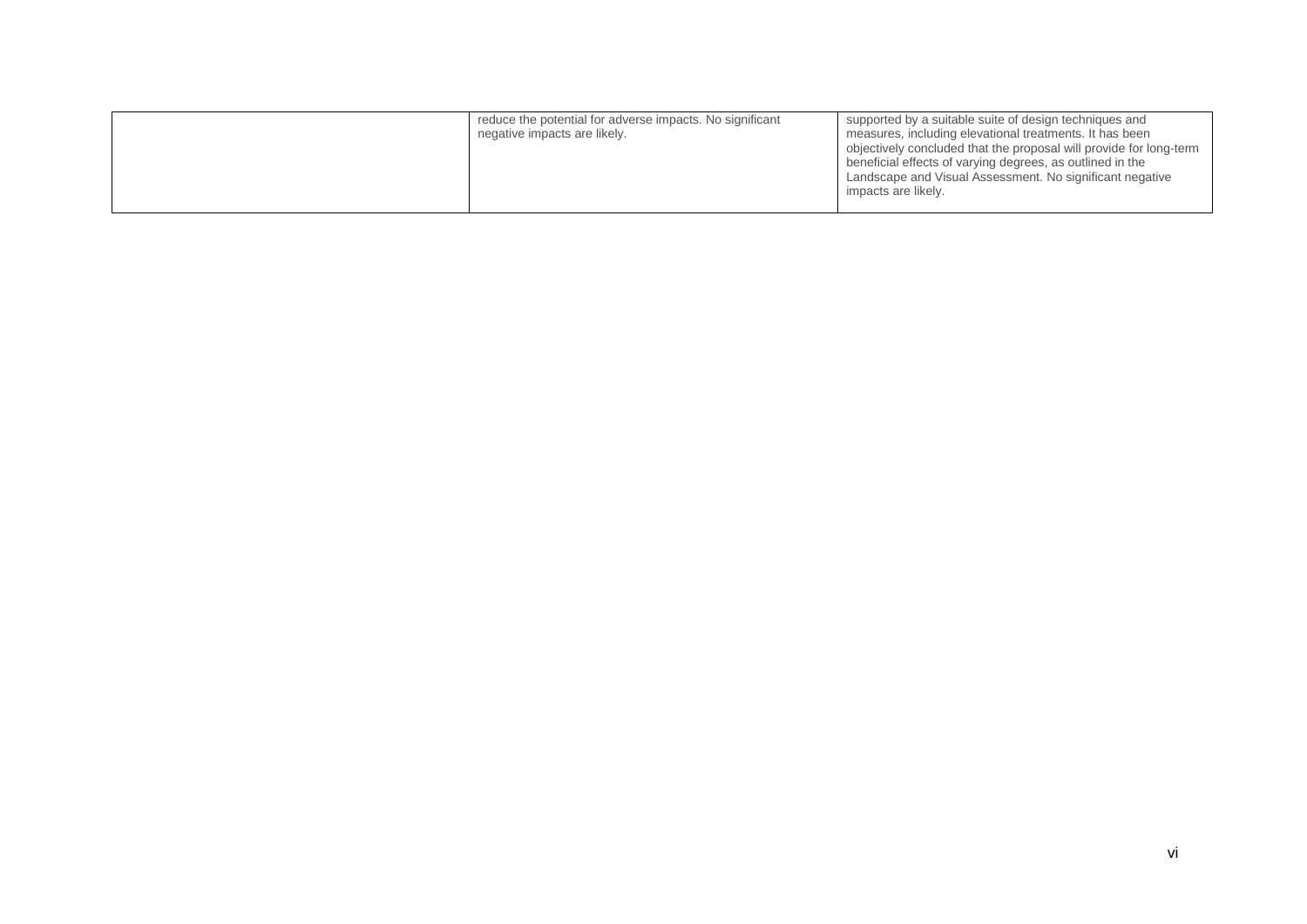| | | |
|---|---|---|
| | reduce the potential for adverse impacts. No significant negative impacts are likely. | supported by a suitable suite of design techniques and measures, including elevational treatments. It has been objectively concluded that the proposal will provide for long-term beneficial effects of varying degrees, as outlined in the Landscape and Visual Assessment. No significant negative impacts are likely. |